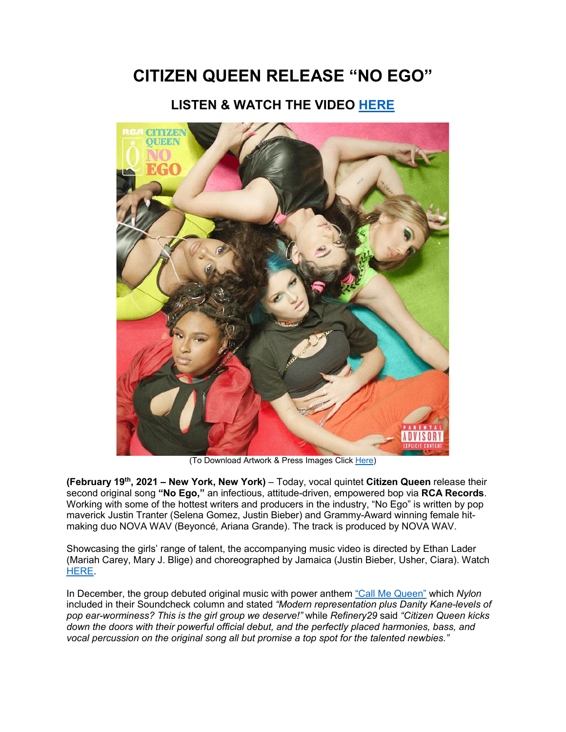# CITIZEN QUEEN RELEASE "NO EGO"

## LISTEN & WATCH THE VIDEO HERE

(To Download Artwork & Press Images Click Here)

**(February 19th, 2021 – New York, New York)** – Today, vocal quintet **Citizen Queen** release their second original song **"No Ego,"** an infectious, attitude-driven, empowered bop via **RCA Records**. Working with some of the hottest writers and producers in the industry, "No Ego" is written by pop maverick Justin Tranter (Selena Gomez, Justin Bieber) and Grammy-Award winning female hit-making duo NOVA WAV (Beyoncé, Ariana Grande). The track is produced by NOVA WAV.

Showcasing the girls' range of talent, the accompanying music video is directed by Ethan Lader (Mariah Carey, Mary J. Blige) and choreographed by Jamaica (Justin Bieber, Usher, Ciara). Watch HERE.

In December, the group debuted original music with power anthem "Call Me Queen" which *Nylon* included in their Soundcheck column and stated *"Modern representation plus Danity Kane-levels of pop ear-worminess? This is the girl group we deserve!"* while *Refinery29* said *"Citizen Queen kicks down the doors with their powerful official debut, and the perfectly placed harmonies, bass, and vocal percussion on the original song all but promise a top spot for the talented newbies."*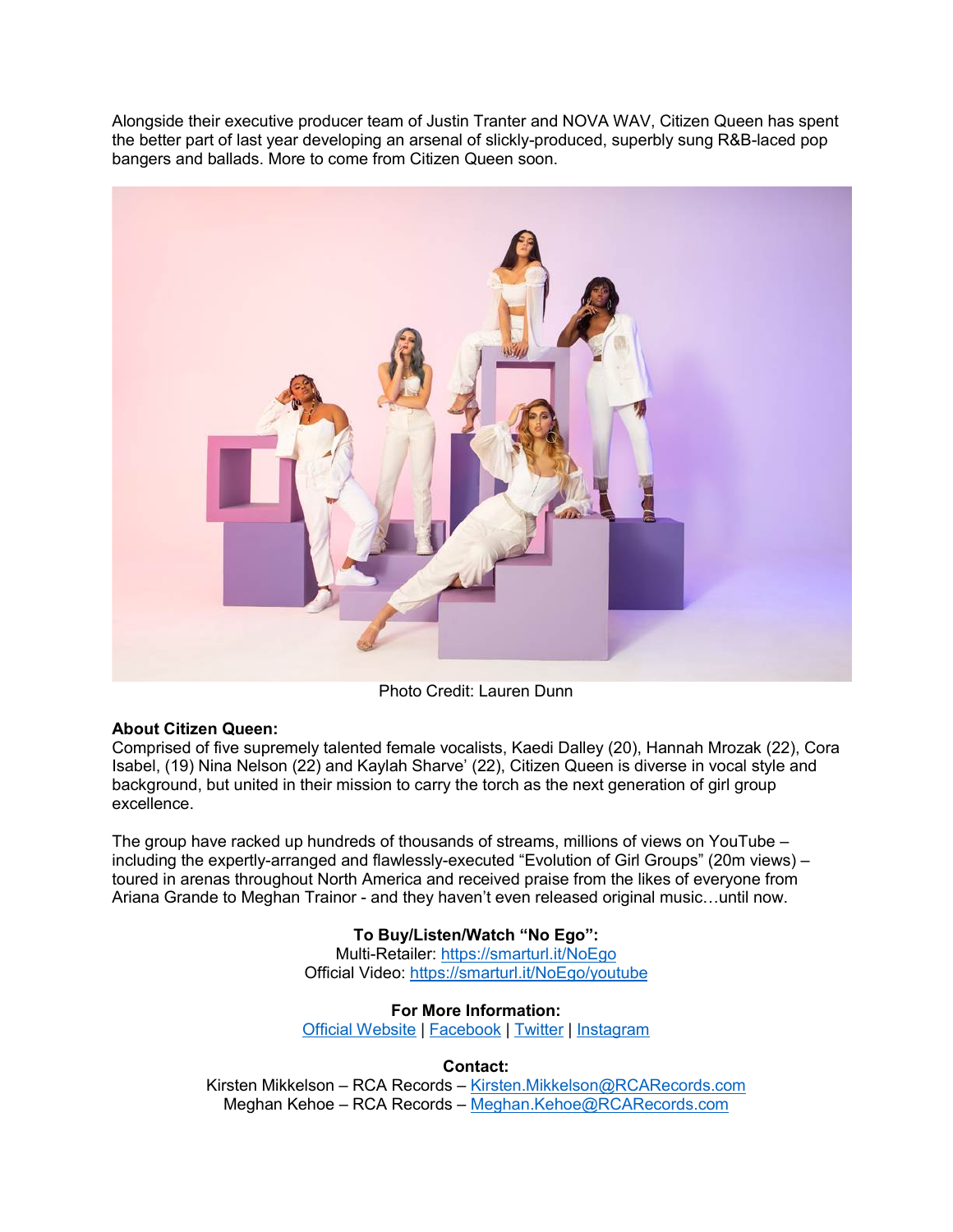Alongside their executive producer team of Justin Tranter and NOVA WAV, Citizen Queen has spent the better part of last year developing an arsenal of slickly-produced, superbly sung R&B-laced pop bangers and ballads. More to come from Citizen Queen soon.

Photo Credit: Lauren Dunn

**About Citizen Queen:**
Comprised of five supremely talented female vocalists, Kaedi Dalley (20), Hannah Mrozak (22), Cora Isabel, (19) Nina Nelson (22) and Kaylah Sharve' (22), Citizen Queen is diverse in vocal style and background, but united in their mission to carry the torch as the next generation of girl group excellence.

The group have racked up hundreds of thousands of streams, millions of views on YouTube – including the expertly-arranged and flawlessly-executed "Evolution of Girl Groups" (20m views) – toured in arenas throughout North America and received praise from the likes of everyone from Ariana Grande to Meghan Trainor - and they haven't even released original music…until now.

**To Buy/Listen/Watch "No Ego":**
Multi-Retailer: https://smarturl.it/NoEgo
Official Video: https://smarturl.it/NoEgo/youtube

**For More Information:**
Official Website | Facebook | Twitter | Instagram

**Contact:**
Kirsten Mikkelson – RCA Records – Kirsten.Mikkelson@RCARecords.com
Meghan Kehoe – RCA Records – Meghan.Kehoe@RCARecords.com